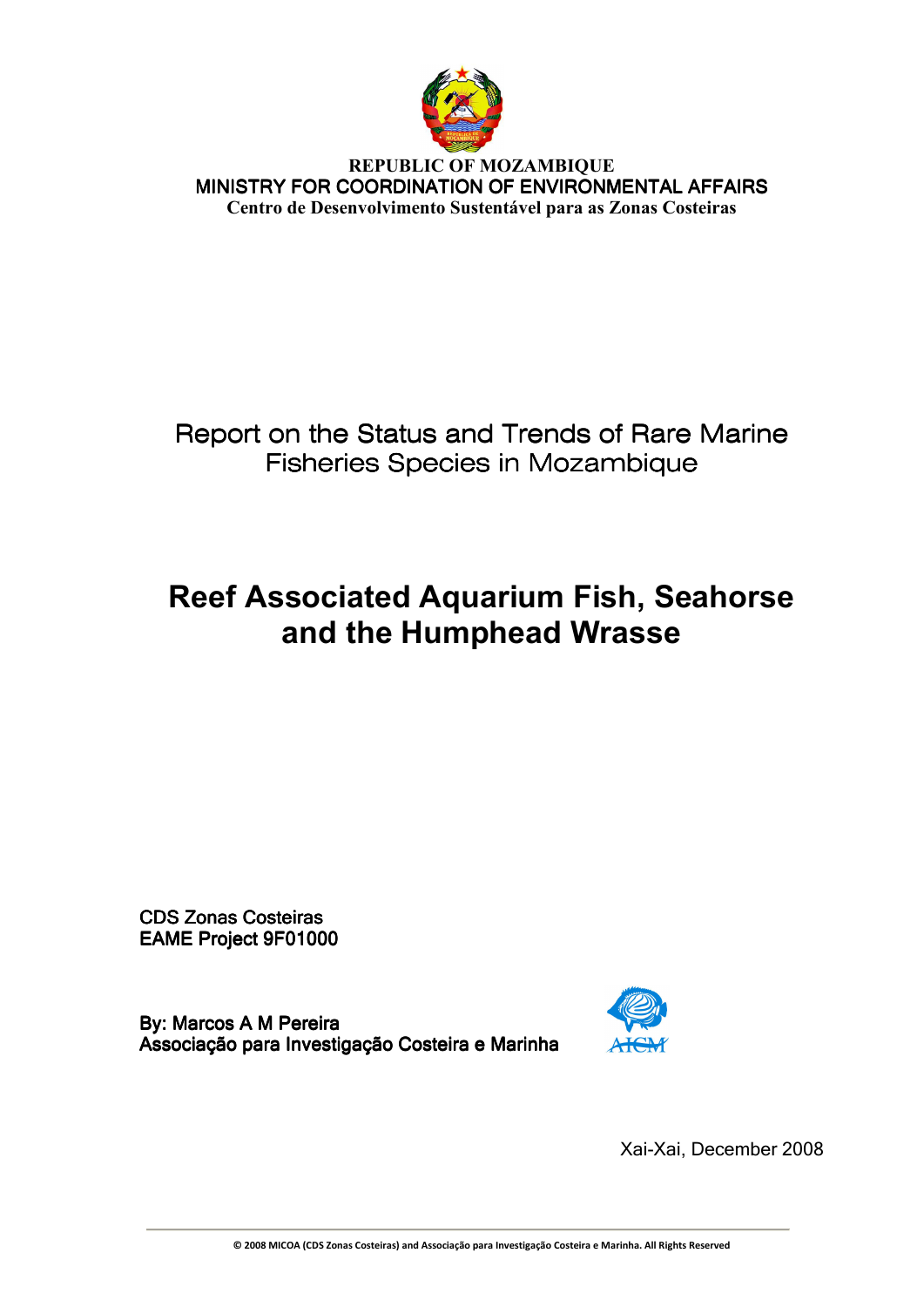**REPUBLIC OF MOZAMBIQUE**
MINISTRY FOR COORDINATION OF ENVIRONMENTAL AFFAIRS
**Centro de Desenvolvimento Sustentável para as Zonas Costeiras**

Report on the Status and Trends of Rare Marine Fisheries Species in Mozambique

# Reef Associated Aquarium Fish, Seahorse and the Humphead Wrasse

CDS Zonas Costeiras
EAME Project 9F01000

By: Marcos A M Pereira
Associação para Investigação Costeira e Marinha

AICM

Xai-Xai, December 2008

© 2008 MICOA (CDS Zonas Costeiras) and Associação para Investigação Costeira e Marinha. All Rights Reserved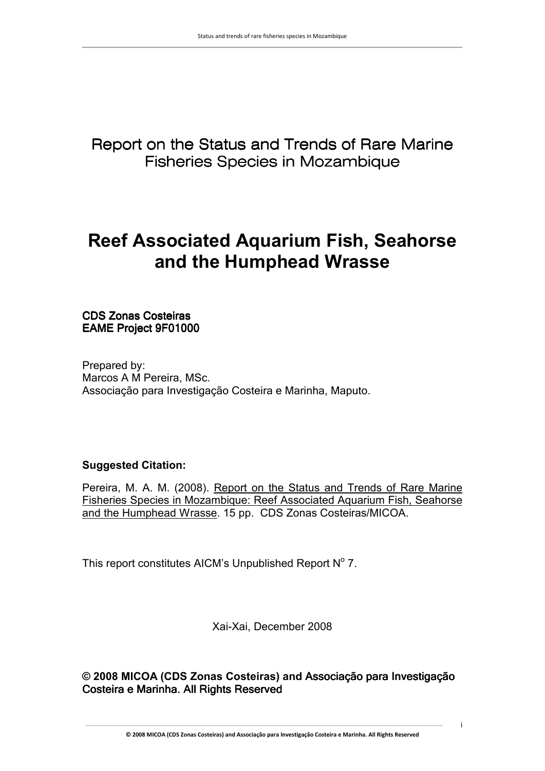# Report on the Status and Trends of Rare Marine Fisheries Species in Mozambique

# Reef Associated Aquarium Fish, Seahorse and the Humphead Wrasse

**CDS Zonas Costeiras**
**EAME Project 9F01000**

Prepared by:
Marcos A M Pereira, MSc.
Associação para Investigação Costeira e Marinha, Maputo.

**Suggested Citation:**

Pereira, M. A. M. (2008). Report on the Status and Trends of Rare Marine Fisheries Species in Mozambique: Reef Associated Aquarium Fish, Seahorse and the Humphead Wrasse. 15 pp. CDS Zonas Costeiras/MICOA.

This report constitutes AICM's Unpublished Report N$^{o}$ 7.

Xai-Xai, December 2008

**© 2008 MICOA (CDS Zonas Costeiras) and Associação para Investigação Costeira e Marinha. All Rights Reserved**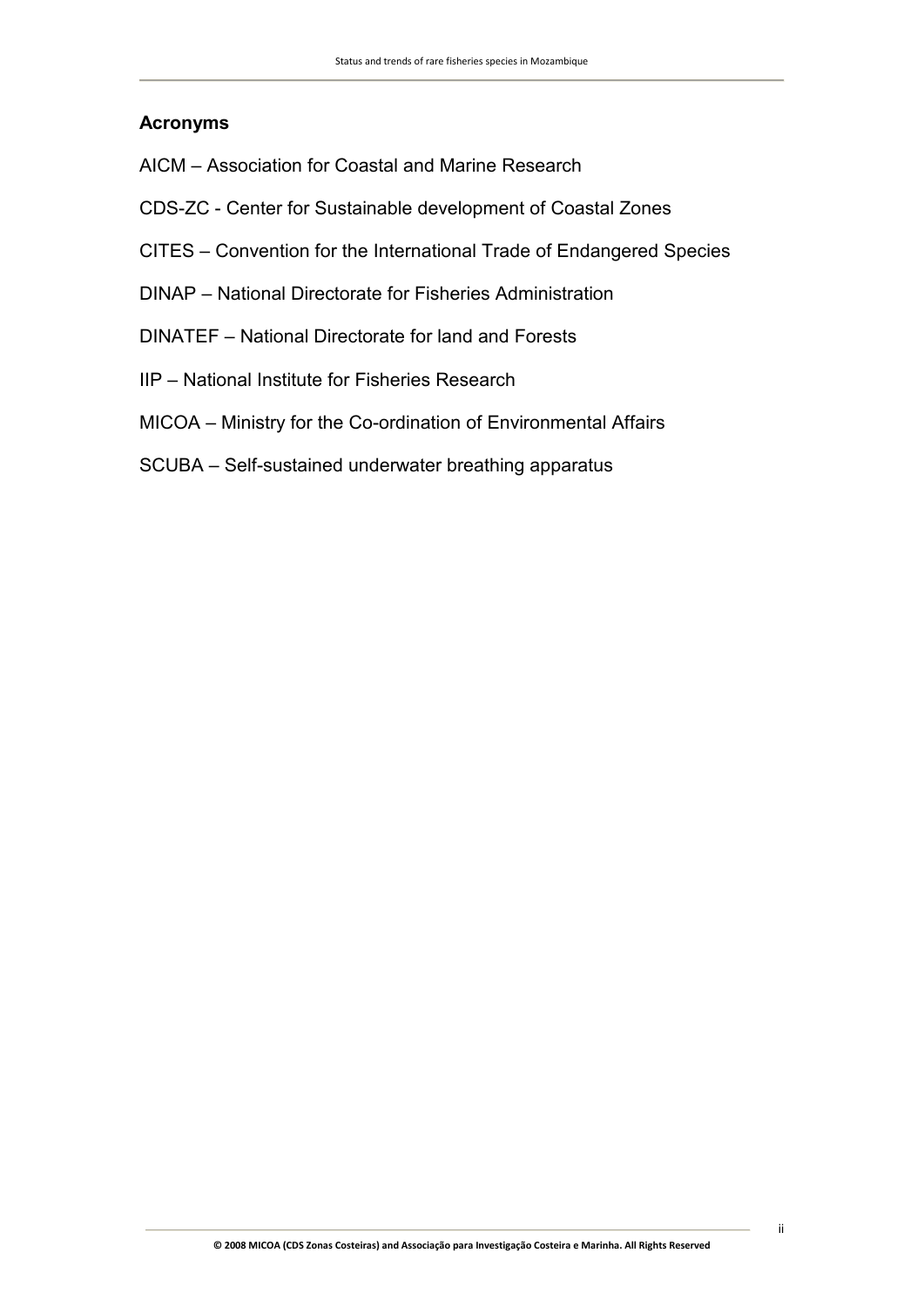## Acronyms

AICM – Association for Coastal and Marine Research

CDS-ZC - Center for Sustainable development of Coastal Zones

CITES – Convention for the International Trade of Endangered Species

DINAP – National Directorate for Fisheries Administration

DINATEF – National Directorate for land and Forests

IIP – National Institute for Fisheries Research

MICOA – Ministry for the Co-ordination of Environmental Affairs

SCUBA – Self-sustained underwater breathing apparatus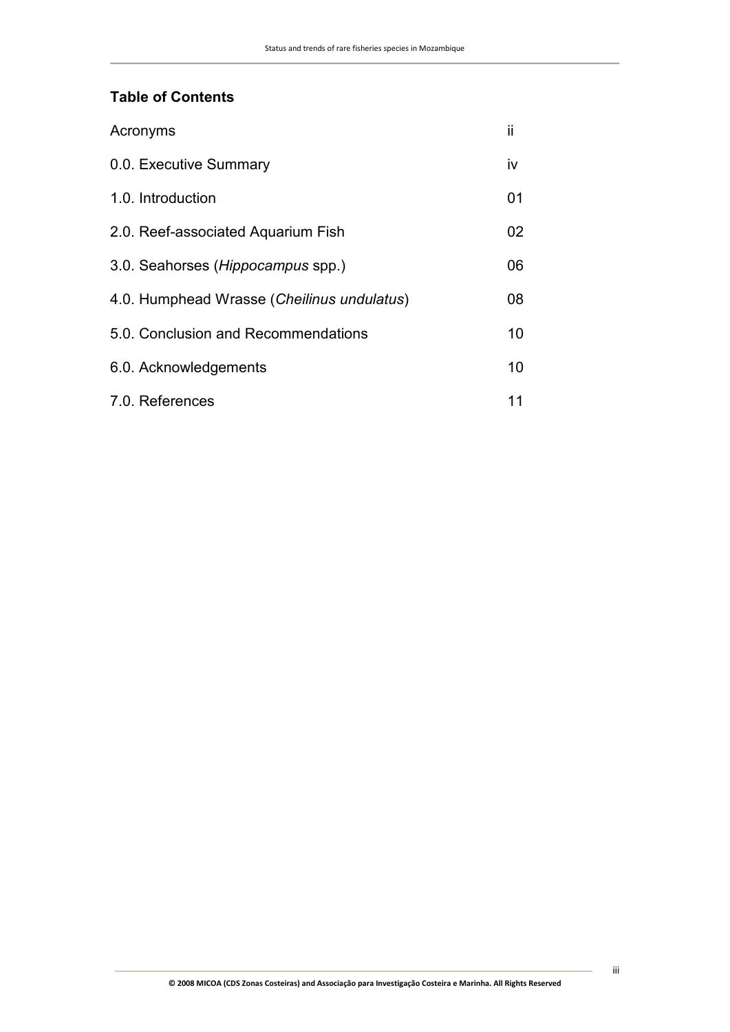## Table of Contents

| | |
|---|---|
| Acronyms | ii |
| 0.0. Executive Summary | iv |
| 1.0. Introduction | 01 |
| 2.0. Reef-associated Aquarium Fish | 02 |
| 3.0. Seahorses (*Hippocampus* spp.) | 06 |
| 4.0. Humphead Wrasse (*Cheilinus undulatus*) | 08 |
| 5.0. Conclusion and Recommendations | 10 |
| 6.0. Acknowledgements | 10 |
| 7.0. References | 11 |

**© 2008 MICOA (CDS Zonas Costeiras) and Associação para Investigação Costeira e Marinha. All Rights Reserved**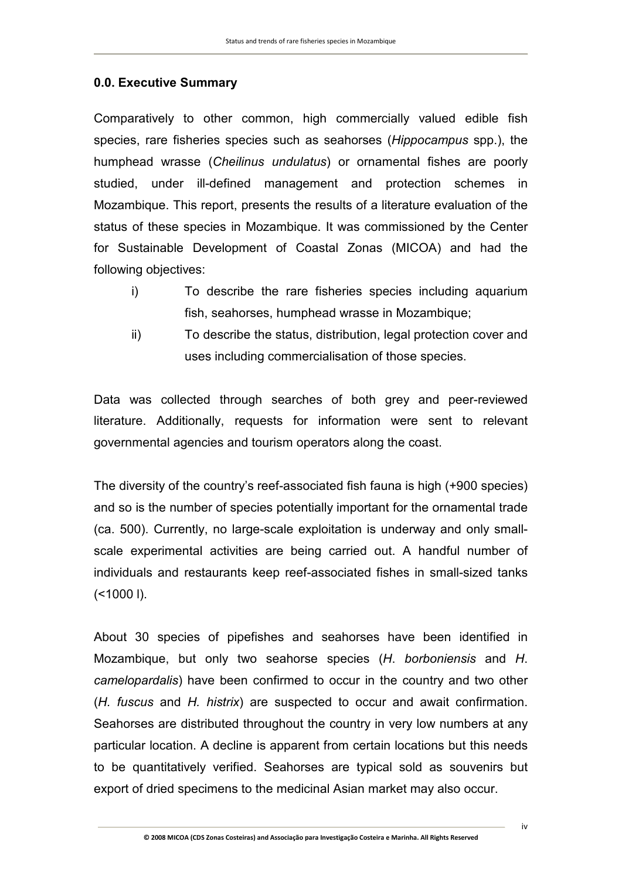## 0.0. Executive Summary

Comparatively to other common, high commercially valued edible fish species, rare fisheries species such as seahorses (*Hippocampus* spp.), the humphead wrasse (*Cheilinus undulatus*) or ornamental fishes are poorly studied, under ill-defined management and protection schemes in Mozambique. This report, presents the results of a literature evaluation of the status of these species in Mozambique. It was commissioned by the Center for Sustainable Development of Coastal Zonas (MICOA) and had the following objectives:

i) To describe the rare fisheries species including aquarium fish, seahorses, humphead wrasse in Mozambique;

ii) To describe the status, distribution, legal protection cover and uses including commercialisation of those species.

Data was collected through searches of both grey and peer-reviewed literature. Additionally, requests for information were sent to relevant governmental agencies and tourism operators along the coast.

The diversity of the country's reef-associated fish fauna is high (+900 species) and so is the number of species potentially important for the ornamental trade (ca. 500). Currently, no large-scale exploitation is underway and only small-scale experimental activities are being carried out. A handful number of individuals and restaurants keep reef-associated fishes in small-sized tanks (<1000 l).

About 30 species of pipefishes and seahorses have been identified in Mozambique, but only two seahorse species (*H. borboniensis* and *H. camelopardalis*) have been confirmed to occur in the country and two other (*H. fuscus* and *H. histrix*) are suspected to occur and await confirmation. Seahorses are distributed throughout the country in very low numbers at any particular location. A decline is apparent from certain locations but this needs to be quantitatively verified. Seahorses are typical sold as souvenirs but export of dried specimens to the medicinal Asian market may also occur.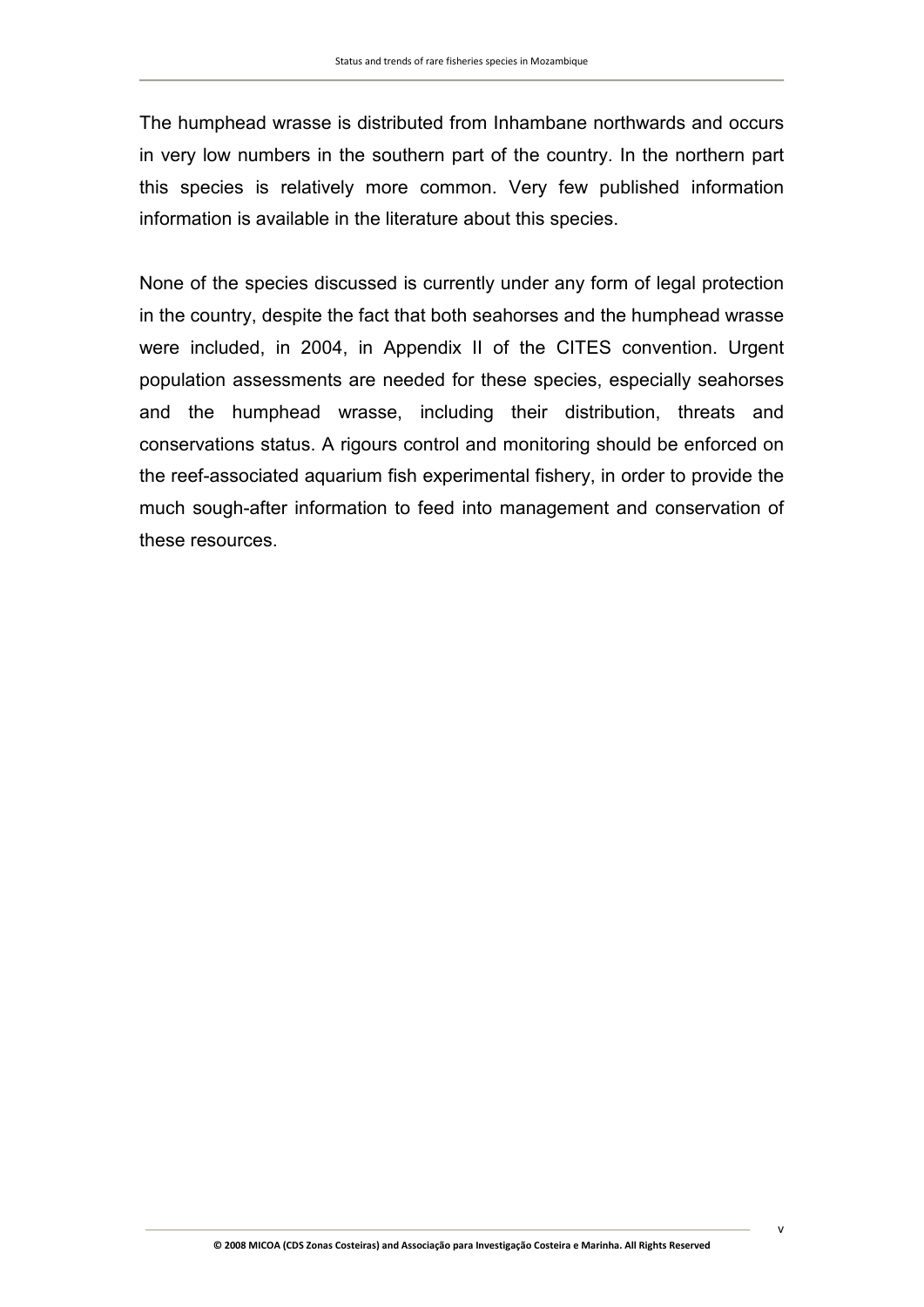The humphead wrasse is distributed from Inhambane northwards and occurs in very low numbers in the southern part of the country. In the northern part this species is relatively more common. Very few published information information is available in the literature about this species.

None of the species discussed is currently under any form of legal protection in the country, despite the fact that both seahorses and the humphead wrasse were included, in 2004, in Appendix II of the CITES convention. Urgent population assessments are needed for these species, especially seahorses and the humphead wrasse, including their distribution, threats and conservations status. A rigours control and monitoring should be enforced on the reef-associated aquarium fish experimental fishery, in order to provide the much sough-after information to feed into management and conservation of these resources.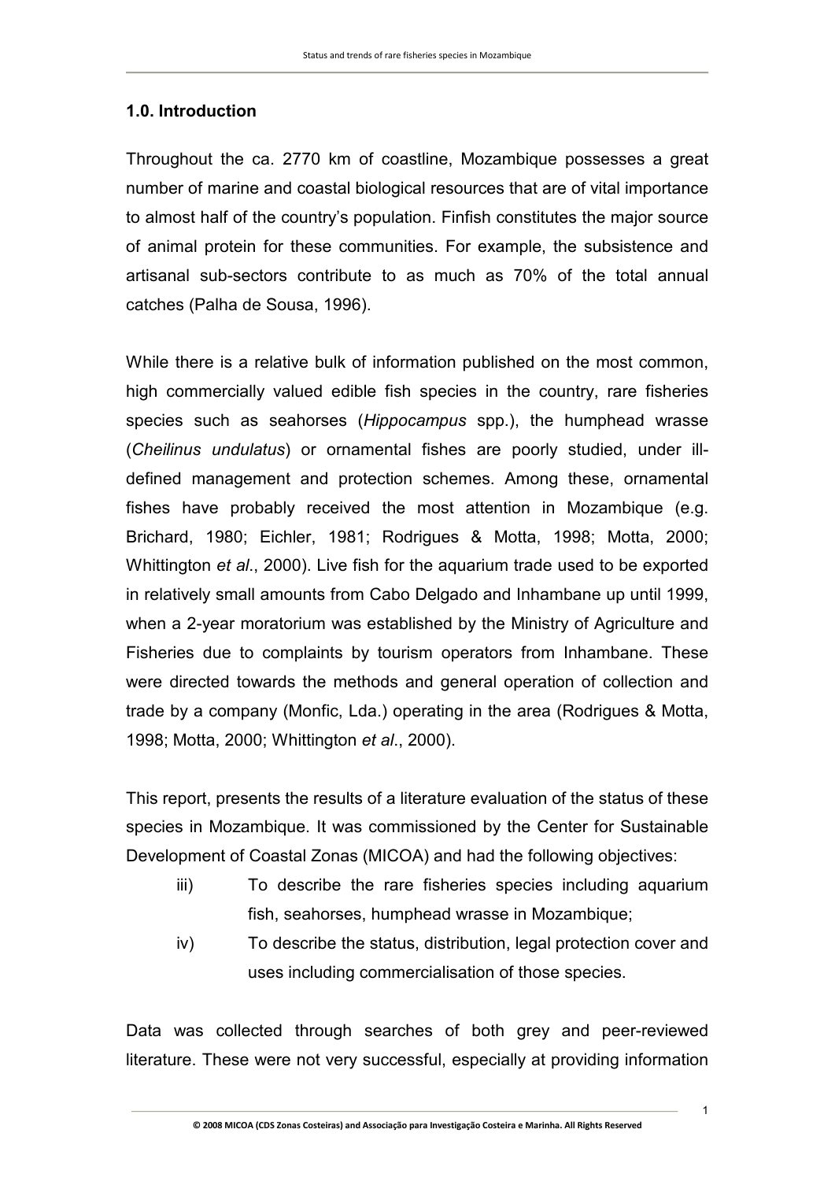## 1.0. Introduction

Throughout the ca. 2770 km of coastline, Mozambique possesses a great number of marine and coastal biological resources that are of vital importance to almost half of the country's population. Finfish constitutes the major source of animal protein for these communities. For example, the subsistence and artisanal sub-sectors contribute to as much as 70% of the total annual catches (Palha de Sousa, 1996).

While there is a relative bulk of information published on the most common, high commercially valued edible fish species in the country, rare fisheries species such as seahorses (*Hippocampus* spp.), the humphead wrasse (*Cheilinus undulatus*) or ornamental fishes are poorly studied, under ill-defined management and protection schemes. Among these, ornamental fishes have probably received the most attention in Mozambique (e.g. Brichard, 1980; Eichler, 1981; Rodrigues & Motta, 1998; Motta, 2000; Whittington *et al*., 2000). Live fish for the aquarium trade used to be exported in relatively small amounts from Cabo Delgado and Inhambane up until 1999, when a 2-year moratorium was established by the Ministry of Agriculture and Fisheries due to complaints by tourism operators from Inhambane. These were directed towards the methods and general operation of collection and trade by a company (Monfic, Lda.) operating in the area (Rodrigues & Motta, 1998; Motta, 2000; Whittington *et al*., 2000).

This report, presents the results of a literature evaluation of the status of these species in Mozambique. It was commissioned by the Center for Sustainable Development of Coastal Zonas (MICOA) and had the following objectives:

iii) To describe the rare fisheries species including aquarium fish, seahorses, humphead wrasse in Mozambique;

iv) To describe the status, distribution, legal protection cover and uses including commercialisation of those species.

Data was collected through searches of both grey and peer-reviewed literature. These were not very successful, especially at providing information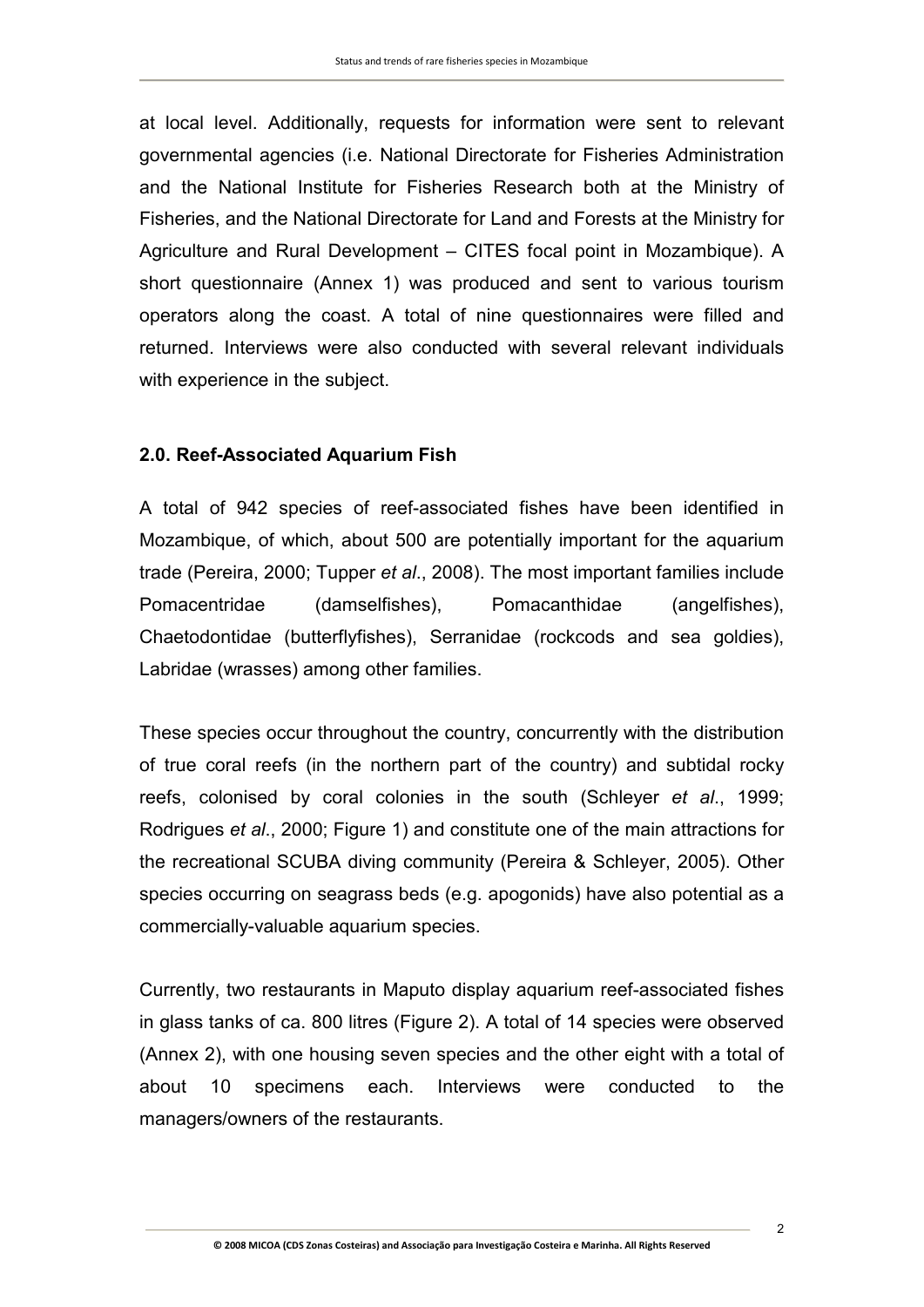at local level. Additionally, requests for information were sent to relevant governmental agencies (i.e. National Directorate for Fisheries Administration and the National Institute for Fisheries Research both at the Ministry of Fisheries, and the National Directorate for Land and Forests at the Ministry for Agriculture and Rural Development – CITES focal point in Mozambique). A short questionnaire (Annex 1) was produced and sent to various tourism operators along the coast. A total of nine questionnaires were filled and returned. Interviews were also conducted with several relevant individuals with experience in the subject.

## 2.0. Reef-Associated Aquarium Fish

A total of 942 species of reef-associated fishes have been identified in Mozambique, of which, about 500 are potentially important for the aquarium trade (Pereira, 2000; Tupper *et al*., 2008). The most important families include Pomacentridae (damselfishes), Pomacanthidae (angelfishes), Chaetodontidae (butterflyfishes), Serranidae (rockcods and sea goldies), Labridae (wrasses) among other families.

These species occur throughout the country, concurrently with the distribution of true coral reefs (in the northern part of the country) and subtidal rocky reefs, colonised by coral colonies in the south (Schleyer *et al*., 1999; Rodrigues *et al*., 2000; Figure 1) and constitute one of the main attractions for the recreational SCUBA diving community (Pereira & Schleyer, 2005). Other species occurring on seagrass beds (e.g. apogonids) have also potential as a commercially-valuable aquarium species.

Currently, two restaurants in Maputo display aquarium reef-associated fishes in glass tanks of ca. 800 litres (Figure 2). A total of 14 species were observed (Annex 2), with one housing seven species and the other eight with a total of about 10 specimens each. Interviews were conducted to the managers/owners of the restaurants.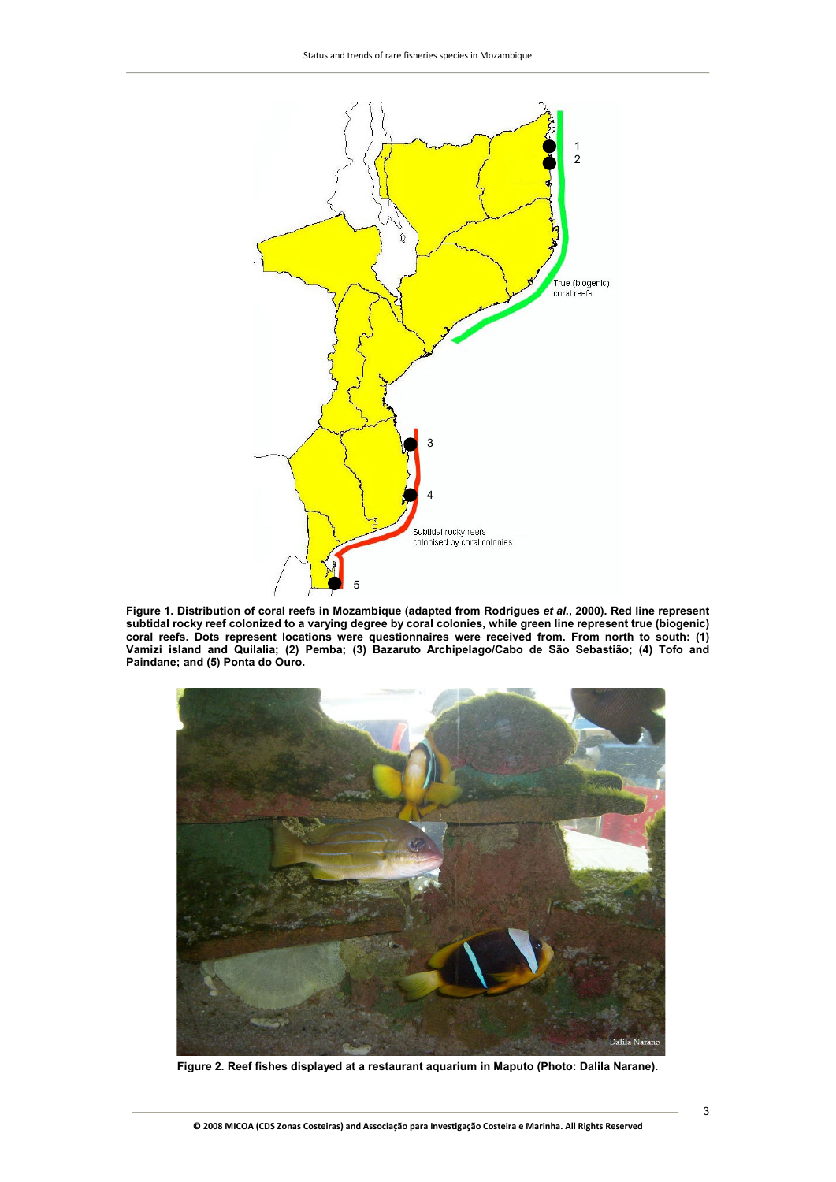**Figure 1. Distribution of coral reefs in Mozambique (adapted from Rodrigues *et al.*, 2000). Red line represent subtidal rocky reef colonized to a varying degree by coral colonies, while green line represent true (biogenic) coral reefs. Dots represent locations were questionnaires were received from. From north to south: (1) Vamizi island and Quilalia; (2) Pemba; (3) Bazaruto Archipelago/Cabo de São Sebastião; (4) Tofo and Paindane; and (5) Ponta do Ouro.**

**Figure 2. Reef fishes displayed at a restaurant aquarium in Maputo (Photo: Dalila Narane).**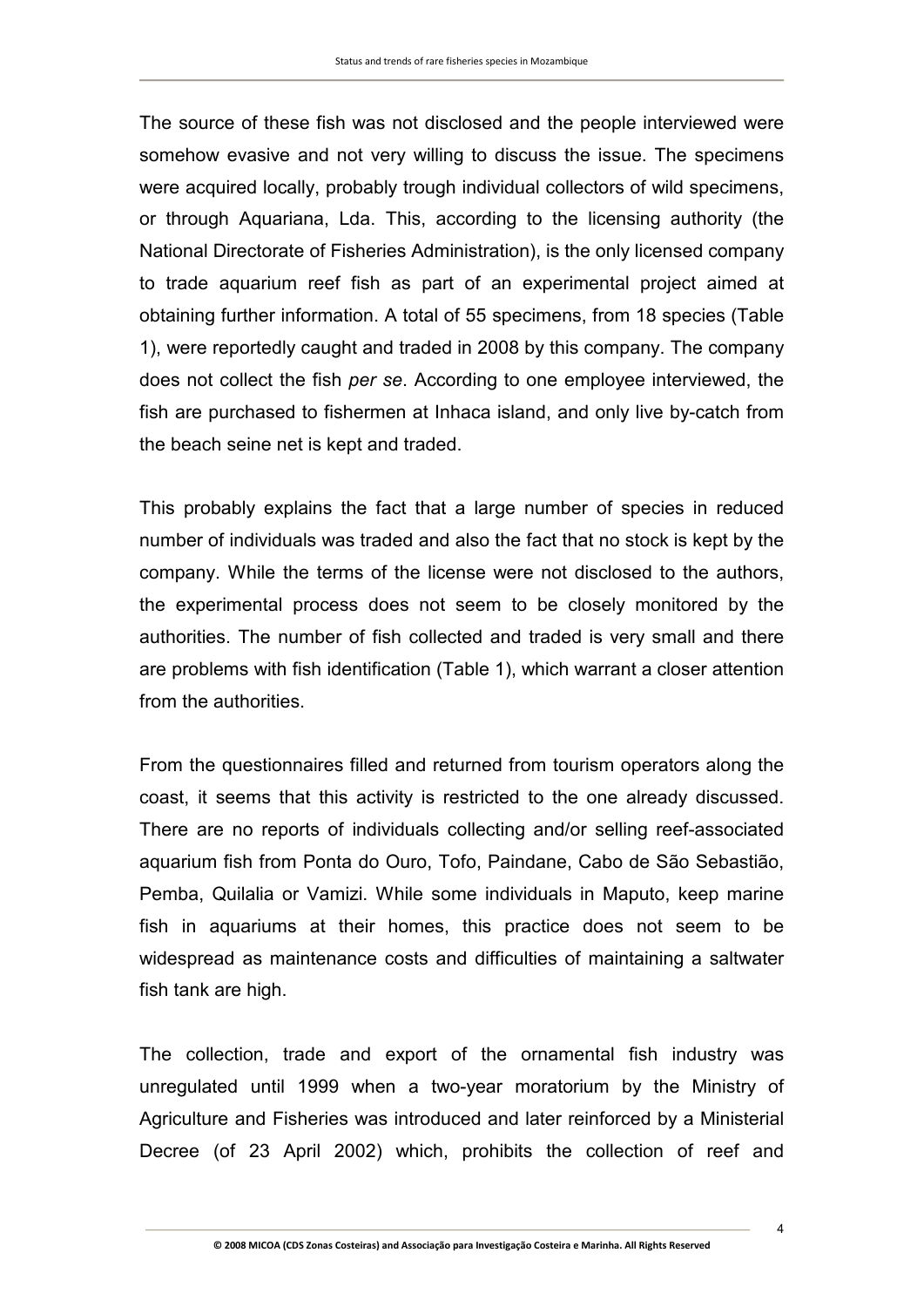The source of these fish was not disclosed and the people interviewed were somehow evasive and not very willing to discuss the issue. The specimens were acquired locally, probably trough individual collectors of wild specimens, or through Aquariana, Lda. This, according to the licensing authority (the National Directorate of Fisheries Administration), is the only licensed company to trade aquarium reef fish as part of an experimental project aimed at obtaining further information. A total of 55 specimens, from 18 species (Table 1), were reportedly caught and traded in 2008 by this company. The company does not collect the fish *per se*. According to one employee interviewed, the fish are purchased to fishermen at Inhaca island, and only live by-catch from the beach seine net is kept and traded.

This probably explains the fact that a large number of species in reduced number of individuals was traded and also the fact that no stock is kept by the company. While the terms of the license were not disclosed to the authors, the experimental process does not seem to be closely monitored by the authorities. The number of fish collected and traded is very small and there are problems with fish identification (Table 1), which warrant a closer attention from the authorities.

From the questionnaires filled and returned from tourism operators along the coast, it seems that this activity is restricted to the one already discussed. There are no reports of individuals collecting and/or selling reef-associated aquarium fish from Ponta do Ouro, Tofo, Paindane, Cabo de São Sebastião, Pemba, Quilalia or Vamizi. While some individuals in Maputo, keep marine fish in aquariums at their homes, this practice does not seem to be widespread as maintenance costs and difficulties of maintaining a saltwater fish tank are high.

The collection, trade and export of the ornamental fish industry was unregulated until 1999 when a two-year moratorium by the Ministry of Agriculture and Fisheries was introduced and later reinforced by a Ministerial Decree (of 23 April 2002) which, prohibits the collection of reef and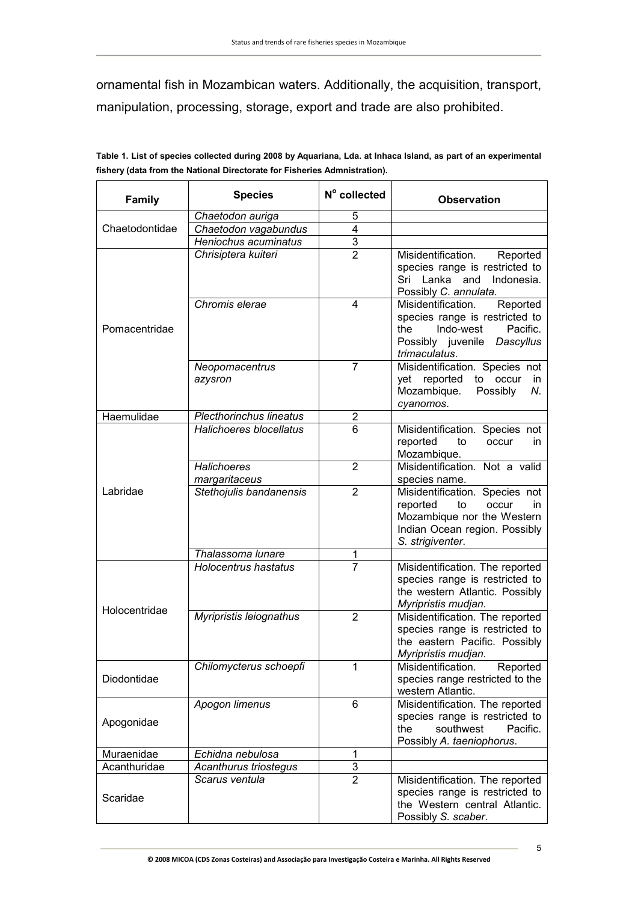ornamental fish in Mozambican waters. Additionally, the acquisition, transport, manipulation, processing, storage, export and trade are also prohibited.

**Table 1. List of species collected during 2008 by Aquariana, Lda. at Inhaca Island, as part of an experimental fishery (data from the National Directorate for Fisheries Admnistration).**

| Family | Species | N° collected | Observation |
|---|---|---|---|
| Chaetodontidae | *Chaetodon auriga* | 5 | |
| | *Chaetodon vagabundus* | 4 | |
| | *Heniochus acuminatus* | 3 | |
| Pomacentridae | *Chrisiptera kuiteri* | 2 | Misidentification. Reported species range is restricted to Sri Lanka and Indonesia. Possibly *C. annulata*. |
| | *Chromis elerae* | 4 | Misidentification. Reported species range is restricted to the Indo-west Pacific. Possibly juvenile *Dascyllus trimaculatus*. |
| | *Neopomacentrus azysron* | 7 | Misidentification. Species not yet reported to occur in Mozambique. Possibly *N. cyanomos*. |
| Haemulidae | *Plecthorinchus lineatus* | 2 | |
| Labridae | *Halichoeres blocellatus* | 6 | Misidentification. Species not reported to occur in Mozambique. |
| | *Halichoeres margaritaceus* | 2 | Misidentification. Not a valid species name. |
| | *Stethojulis bandanensis* | 2 | Misidentification. Species not reported to occur in Mozambique nor the Western Indian Ocean region. Possibly *S. strigiventer*. |
| | *Thalassoma lunare* | 1 | |
| Holocentridae | *Holocentrus hastatus* | 7 | Misidentification. The reported species range is restricted to the western Atlantic. Possibly *Myripristis mudjan*. |
| | *Myripristis leiognathus* | 2 | Misidentification. The reported species range is restricted to the eastern Pacific. Possibly *Myripristis mudjan*. |
| Diodontidae | *Chilomycterus schoepfi* | 1 | Misidentification. Reported species range restricted to the western Atlantic. |
| Apogonidae | *Apogon limenus* | 6 | Misidentification. The reported species range is restricted to the southwest Pacific. Possibly *A. taeniophorus*. |
| Muraenidae | *Echidna nebulosa* | 1 | |
| Acanthuridae | *Acanthurus triostegus* | 3 | |
| Scaridae | *Scarus ventula* | 2 | Misidentification. The reported species range is restricted to the Western central Atlantic. Possibly *S. scaber*. |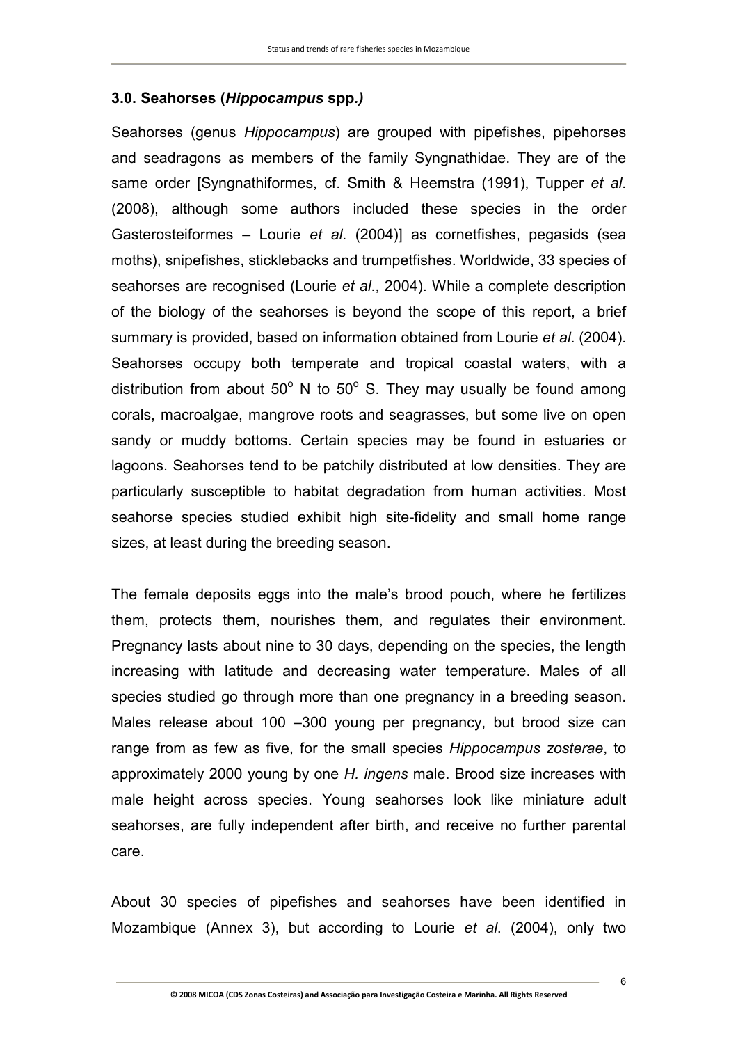### 3.0. Seahorses (*Hippocampus* spp.)

Seahorses (genus *Hippocampus*) are grouped with pipefishes, pipehorses and seadragons as members of the family Syngnathidae. They are of the same order [Syngnathiformes, cf. Smith & Heemstra (1991), Tupper *et al*. (2008), although some authors included these species in the order Gasterosteiformes – Lourie *et al*. (2004)] as cornetfishes, pegasids (sea moths), snipefishes, sticklebacks and trumpetfishes. Worldwide, 33 species of seahorses are recognised (Lourie *et al*., 2004). While a complete description of the biology of the seahorses is beyond the scope of this report, a brief summary is provided, based on information obtained from Lourie *et al*. (2004). Seahorses occupy both temperate and tropical coastal waters, with a distribution from about 50$^{o}$ N to 50$^{o}$ S. They may usually be found among corals, macroalgae, mangrove roots and seagrasses, but some live on open sandy or muddy bottoms. Certain species may be found in estuaries or lagoons. Seahorses tend to be patchily distributed at low densities. They are particularly susceptible to habitat degradation from human activities. Most seahorse species studied exhibit high site-fidelity and small home range sizes, at least during the breeding season.

The female deposits eggs into the male's brood pouch, where he fertilizes them, protects them, nourishes them, and regulates their environment. Pregnancy lasts about nine to 30 days, depending on the species, the length increasing with latitude and decreasing water temperature. Males of all species studied go through more than one pregnancy in a breeding season. Males release about 100 –300 young per pregnancy, but brood size can range from as few as five, for the small species *Hippocampus zosterae*, to approximately 2000 young by one *H. ingens* male. Brood size increases with male height across species. Young seahorses look like miniature adult seahorses, are fully independent after birth, and receive no further parental care.

About 30 species of pipefishes and seahorses have been identified in Mozambique (Annex 3), but according to Lourie *et al*. (2004), only two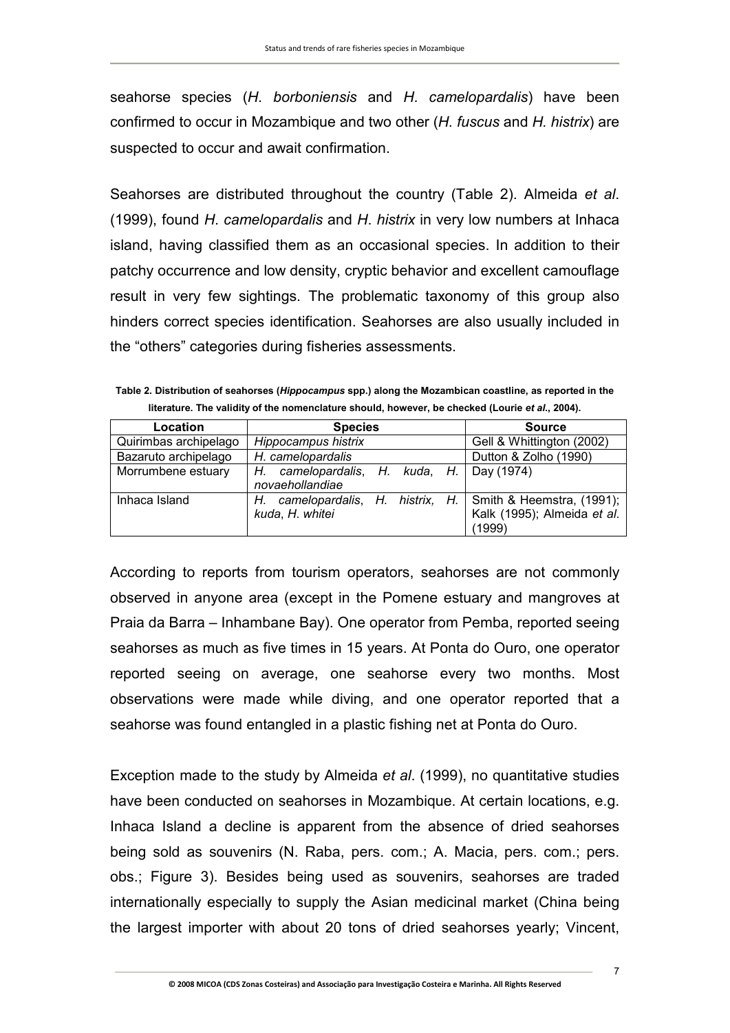seahorse species (*H. borboniensis* and *H. camelopardalis*) have been confirmed to occur in Mozambique and two other (*H. fuscus* and *H. histrix*) are suspected to occur and await confirmation.

Seahorses are distributed throughout the country (Table 2). Almeida *et al*. (1999), found *H. camelopardalis* and *H. histrix* in very low numbers at Inhaca island, having classified them as an occasional species. In addition to their patchy occurrence and low density, cryptic behavior and excellent camouflage result in very few sightings. The problematic taxonomy of this group also hinders correct species identification. Seahorses are also usually included in the "others" categories during fisheries assessments.

**Table 2. Distribution of seahorses (*Hippocampus* spp.) along the Mozambican coastline, as reported in the literature. The validity of the nomenclature should, however, be checked (Lourie *et al*., 2004).**

| Location | Species | Source |
|---|---|---|
| Quirimbas archipelago | *Hippocampus histrix* | Gell & Whittington (2002) |
| Bazaruto archipelago | *H. camelopardalis* | Dutton & Zolho (1990) |
| Morrumbene estuary | *H. camelopardalis*, *H. kuda*, *H. novaehollandiae* | Day (1974) |
| Inhaca Island | *H. camelopardalis*, *H. histrix*, *H. kuda*, *H. whitei* | Smith & Heemstra, (1991); Kalk (1995); Almeida *et al*. (1999) |

According to reports from tourism operators, seahorses are not commonly observed in anyone area (except in the Pomene estuary and mangroves at Praia da Barra – Inhambane Bay). One operator from Pemba, reported seeing seahorses as much as five times in 15 years. At Ponta do Ouro, one operator reported seeing on average, one seahorse every two months. Most observations were made while diving, and one operator reported that a seahorse was found entangled in a plastic fishing net at Ponta do Ouro.

Exception made to the study by Almeida *et al*. (1999), no quantitative studies have been conducted on seahorses in Mozambique. At certain locations, e.g. Inhaca Island a decline is apparent from the absence of dried seahorses being sold as souvenirs (N. Raba, pers. com.; A. Macia, pers. com.; pers. obs.; Figure 3). Besides being used as souvenirs, seahorses are traded internationally especially to supply the Asian medicinal market (China being the largest importer with about 20 tons of dried seahorses yearly; Vincent,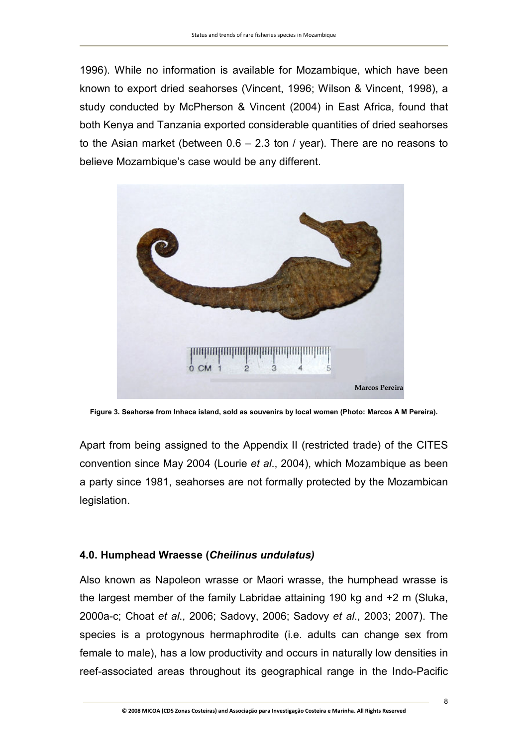1996). While no information is available for Mozambique, which have been known to export dried seahorses (Vincent, 1996; Wilson & Vincent, 1998), a study conducted by McPherson & Vincent (2004) in East Africa, found that both Kenya and Tanzania exported considerable quantities of dried seahorses to the Asian market (between 0.6 – 2.3 ton / year). There are no reasons to believe Mozambique's case would be any different.

**Figure 3. Seahorse from Inhaca island, sold as souvenirs by local women (Photo: Marcos A M Pereira).**

Apart from being assigned to the Appendix II (restricted trade) of the CITES convention since May 2004 (Lourie *et al*., 2004), which Mozambique as been a party since 1981, seahorses are not formally protected by the Mozambican legislation.

### 4.0. Humphead Wraesse (*Cheilinus undulatus)*

Also known as Napoleon wrasse or Maori wrasse, the humphead wrasse is the largest member of the family Labridae attaining 190 kg and +2 m (Sluka, 2000a-c; Choat *et al*., 2006; Sadovy, 2006; Sadovy *et al*., 2003; 2007). The species is a protogynous hermaphrodite (i.e. adults can change sex from female to male), has a low productivity and occurs in naturally low densities in reef-associated areas throughout its geographical range in the Indo-Pacific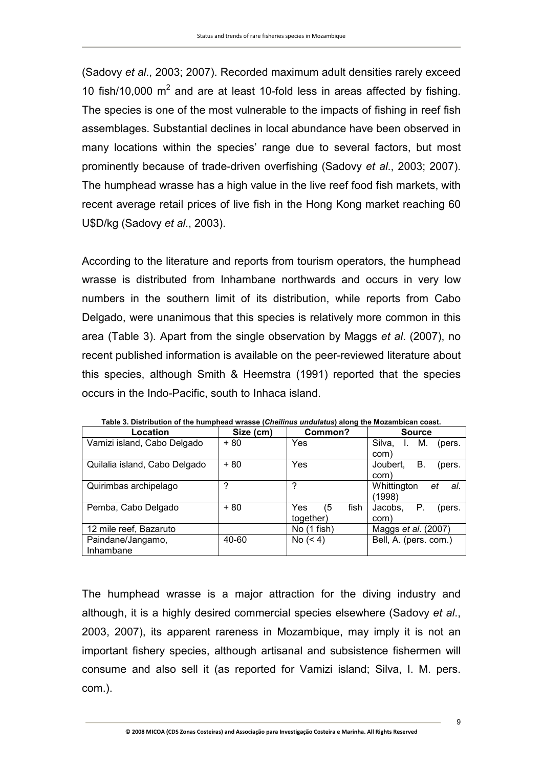(Sadovy *et al*., 2003; 2007). Recorded maximum adult densities rarely exceed 10 fish/10,000 $m^2$ and are at least 10-fold less in areas affected by fishing. The species is one of the most vulnerable to the impacts of fishing in reef fish assemblages. Substantial declines in local abundance have been observed in many locations within the species' range due to several factors, but most prominently because of trade-driven overfishing (Sadovy *et al*., 2003; 2007). The humphead wrasse has a high value in the live reef food fish markets, with recent average retail prices of live fish in the Hong Kong market reaching 60 U$D/kg (Sadovy *et al*., 2003).

According to the literature and reports from tourism operators, the humphead wrasse is distributed from Inhambane northwards and occurs in very low numbers in the southern limit of its distribution, while reports from Cabo Delgado, were unanimous that this species is relatively more common in this area (Table 3). Apart from the single observation by Maggs *et al*. (2007), no recent published information is available on the peer-reviewed literature about this species, although Smith & Heemstra (1991) reported that the species occurs in the Indo-Pacific, south to Inhaca island.

**Table 3. Distribution of the humphead wrasse (*Cheilinus undulatus*) along the Mozambican coast.**

| Location | Size (cm) | Common? | Source |
|---|---|---|---|
| Vamizi island, Cabo Delgado | + 80 | Yes | Silva, I. M. (pers. com) |
| Quilalia island, Cabo Delgado | + 80 | Yes | Joubert, B. (pers. com) |
| Quirimbas archipelago | ? | ? | Whittington *et al*. (1998) |
| Pemba, Cabo Delgado | + 80 | Yes (5 fish together) | Jacobs, P. (pers. com) |
| 12 mile reef, Bazaruto | | No (1 fish) | Maggs *et al*. (2007) |
| Paindane/Jangamo, Inhambane | 40-60 | No (< 4) | Bell, A. (pers. com.) |

The humphead wrasse is a major attraction for the diving industry and although, it is a highly desired commercial species elsewhere (Sadovy *et al*., 2003, 2007), its apparent rareness in Mozambique, may imply it is not an important fishery species, although artisanal and subsistence fishermen will consume and also sell it (as reported for Vamizi island; Silva, I. M. pers. com.).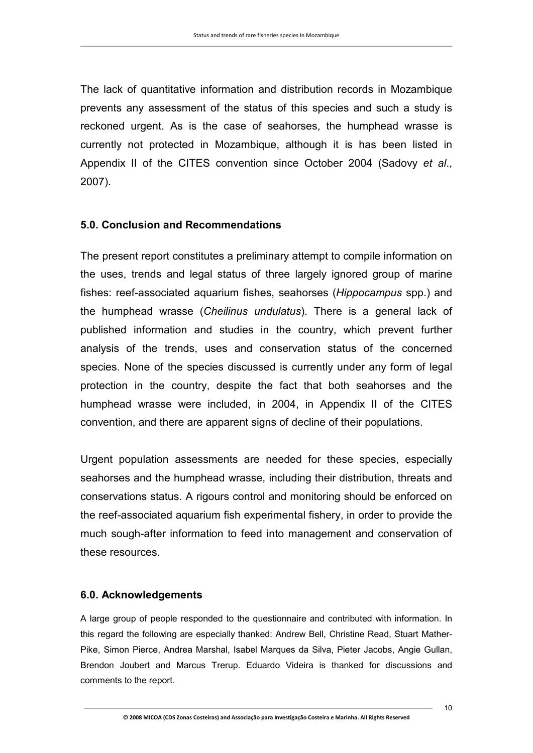The lack of quantitative information and distribution records in Mozambique prevents any assessment of the status of this species and such a study is reckoned urgent. As is the case of seahorses, the humphead wrasse is currently not protected in Mozambique, although it is has been listed in Appendix II of the CITES convention since October 2004 (Sadovy *et al*., 2007).

## 5.0. Conclusion and Recommendations

The present report constitutes a preliminary attempt to compile information on the uses, trends and legal status of three largely ignored group of marine fishes: reef-associated aquarium fishes, seahorses (*Hippocampus* spp.) and the humphead wrasse (*Cheilinus undulatus*). There is a general lack of published information and studies in the country, which prevent further analysis of the trends, uses and conservation status of the concerned species. None of the species discussed is currently under any form of legal protection in the country, despite the fact that both seahorses and the humphead wrasse were included, in 2004, in Appendix II of the CITES convention, and there are apparent signs of decline of their populations.

Urgent population assessments are needed for these species, especially seahorses and the humphead wrasse, including their distribution, threats and conservations status. A rigours control and monitoring should be enforced on the reef-associated aquarium fish experimental fishery, in order to provide the much sough-after information to feed into management and conservation of these resources.

## 6.0. Acknowledgements

A large group of people responded to the questionnaire and contributed with information. In this regard the following are especially thanked: Andrew Bell, Christine Read, Stuart Mather-Pike, Simon Pierce, Andrea Marshal, Isabel Marques da Silva, Pieter Jacobs, Angie Gullan, Brendon Joubert and Marcus Trerup. Eduardo Videira is thanked for discussions and comments to the report.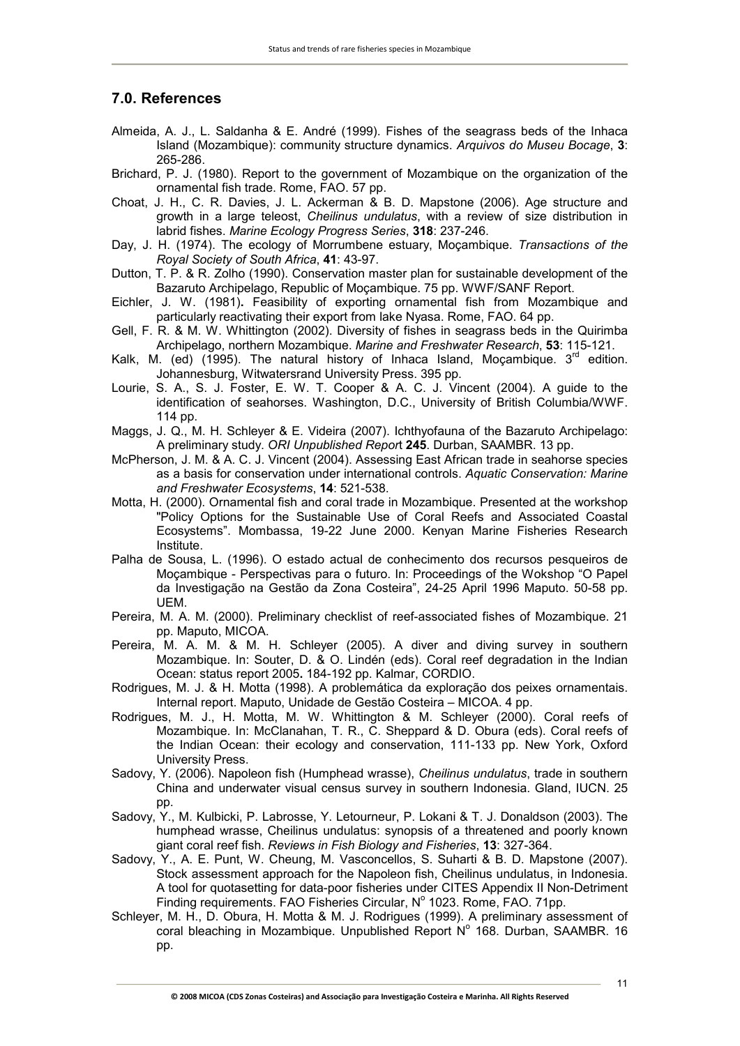## 7.0. References

Almeida, A. J., L. Saldanha & E. André (1999). Fishes of the seagrass beds of the Inhaca Island (Mozambique): community structure dynamics. *Arquivos do Museu Bocage*, **3**: 265-286.

Brichard, P. J. (1980). Report to the government of Mozambique on the organization of the ornamental fish trade. Rome, FAO. 57 pp.

Choat, J. H., C. R. Davies, J. L. Ackerman & B. D. Mapstone (2006). Age structure and growth in a large teleost, *Cheilinus undulatus*, with a review of size distribution in labrid fishes. *Marine Ecology Progress Series*, **318**: 237-246.

Day, J. H. (1974). The ecology of Morrumbene estuary, Moçambique. *Transactions of the Royal Society of South Africa*, **41**: 43-97.

Dutton, T. P. & R. Zolho (1990). Conservation master plan for sustainable development of the Bazaruto Archipelago, Republic of Moçambique. 75 pp. WWF/SANF Report.

Eichler, J. W. (1981)**.** Feasibility of exporting ornamental fish from Mozambique and particularly reactivating their export from lake Nyasa. Rome, FAO. 64 pp.

Gell, F. R. & M. W. Whittington (2002). Diversity of fishes in seagrass beds in the Quirimba Archipelago, northern Mozambique. *Marine and Freshwater Research*, **53**: 115-121.

Kalk, M. (ed) (1995). The natural history of Inhaca Island, Moçambique. 3rd edition. Johannesburg, Witwatersrand University Press. 395 pp.

Lourie, S. A., S. J. Foster, E. W. T. Cooper & A. C. J. Vincent (2004). A guide to the identification of seahorses. Washington, D.C., University of British Columbia/WWF. 114 pp.

Maggs, J. Q., M. H. Schleyer & E. Videira (2007). Ichthyofauna of the Bazaruto Archipelago: A preliminary study. *ORI Unpublished Repor*t **245**. Durban, SAAMBR. 13 pp.

McPherson, J. M. & A. C. J. Vincent (2004). Assessing East African trade in seahorse species as a basis for conservation under international controls. *Aquatic Conservation: Marine and Freshwater Ecosystems*, **14**: 521-538.

Motta, H. (2000). Ornamental fish and coral trade in Mozambique. Presented at the workshop "Policy Options for the Sustainable Use of Coral Reefs and Associated Coastal Ecosystems". Mombassa, 19-22 June 2000. Kenyan Marine Fisheries Research Institute.

Palha de Sousa, L. (1996). O estado actual de conhecimento dos recursos pesqueiros de Moçambique - Perspectivas para o futuro. In: Proceedings of the Wokshop "O Papel da Investigação na Gestão da Zona Costeira", 24-25 April 1996 Maputo. 50-58 pp. UEM.

Pereira, M. A. M. (2000). Preliminary checklist of reef-associated fishes of Mozambique. 21 pp. Maputo, MICOA.

Pereira, M. A. M. & M. H. Schleyer (2005). A diver and diving survey in southern Mozambique. In: Souter, D. & O. Lindén (eds). Coral reef degradation in the Indian Ocean: status report 2005**.** 184-192 pp. Kalmar, CORDIO.

Rodrigues, M. J. & H. Motta (1998). A problemática da exploração dos peixes ornamentais. Internal report. Maputo, Unidade de Gestão Costeira – MICOA. 4 pp.

Rodrigues, M. J., H. Motta, M. W. Whittington & M. Schleyer (2000). Coral reefs of Mozambique. In: McClanahan, T. R., C. Sheppard & D. Obura (eds). Coral reefs of the Indian Ocean: their ecology and conservation, 111-133 pp. New York, Oxford University Press.

Sadovy, Y. (2006). Napoleon fish (Humphead wrasse), *Cheilinus undulatus*, trade in southern China and underwater visual census survey in southern Indonesia. Gland, IUCN. 25 pp.

Sadovy, Y., M. Kulbicki, P. Labrosse, Y. Letourneur, P. Lokani & T. J. Donaldson (2003). The humphead wrasse, Cheilinus undulatus: synopsis of a threatened and poorly known giant coral reef fish. *Reviews in Fish Biology and Fisheries*, **13**: 327-364.

Sadovy, Y., A. E. Punt, W. Cheung, M. Vasconcellos, S. Suharti & B. D. Mapstone (2007). Stock assessment approach for the Napoleon fish, Cheilinus undulatus, in Indonesia. A tool for quotasetting for data-poor fisheries under CITES Appendix II Non-Detriment Finding requirements. FAO Fisheries Circular, N° 1023. Rome, FAO. 71pp.

Schleyer, M. H., D. Obura, H. Motta & M. J. Rodrigues (1999). A preliminary assessment of coral bleaching in Mozambique. Unpublished Report N° 168. Durban, SAAMBR. 16 pp.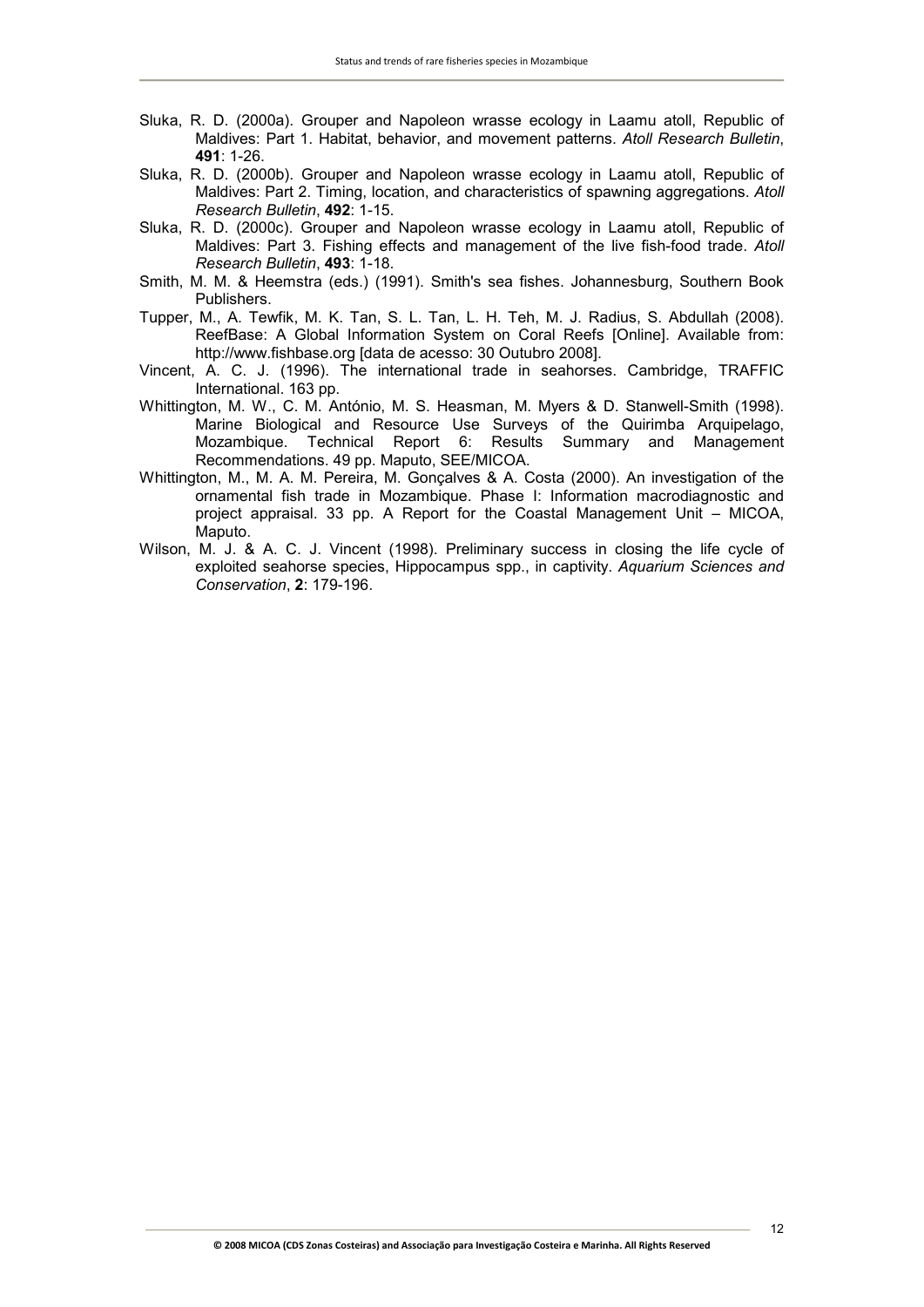Sluka, R. D. (2000a). Grouper and Napoleon wrasse ecology in Laamu atoll, Republic of Maldives: Part 1. Habitat, behavior, and movement patterns. *Atoll Research Bulletin*, **491**: 1-26.

Sluka, R. D. (2000b). Grouper and Napoleon wrasse ecology in Laamu atoll, Republic of Maldives: Part 2. Timing, location, and characteristics of spawning aggregations. *Atoll Research Bulletin*, **492**: 1-15.

Sluka, R. D. (2000c). Grouper and Napoleon wrasse ecology in Laamu atoll, Republic of Maldives: Part 3. Fishing effects and management of the live fish-food trade. *Atoll Research Bulletin*, **493**: 1-18.

Smith, M. M. & Heemstra (eds.) (1991). Smith's sea fishes. Johannesburg, Southern Book Publishers.

Tupper, M., A. Tewfik, M. K. Tan, S. L. Tan, L. H. Teh, M. J. Radius, S. Abdullah (2008). ReefBase: A Global Information System on Coral Reefs [Online]. Available from: http://www.fishbase.org [data de acesso: 30 Outubro 2008].

Vincent, A. C. J. (1996). The international trade in seahorses. Cambridge, TRAFFIC International. 163 pp.

Whittington, M. W., C. M. António, M. S. Heasman, M. Myers & D. Stanwell-Smith (1998). Marine Biological and Resource Use Surveys of the Quirimba Arquipelago, Mozambique. Technical Report 6: Results Summary and Management Recommendations. 49 pp. Maputo, SEE/MICOA.

Whittington, M., M. A. M. Pereira, M. Gonçalves & A. Costa (2000). An investigation of the ornamental fish trade in Mozambique. Phase I: Information macrodiagnostic and project appraisal. 33 pp. A Report for the Coastal Management Unit – MICOA, Maputo.

Wilson, M. J. & A. C. J. Vincent (1998). Preliminary success in closing the life cycle of exploited seahorse species, Hippocampus spp., in captivity. *Aquarium Sciences and Conservation*, **2**: 179-196.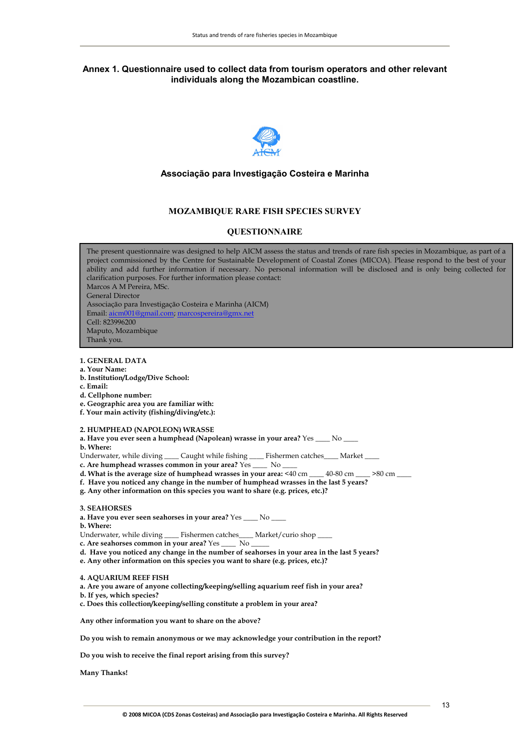## Annex 1. Questionnaire used to collect data from tourism operators and other relevant individuals along the Mozambican coastline.

**Associação para Investigação Costeira e Marinha**

**MOZAMBIQUE RARE FISH SPECIES SURVEY**

**QUESTIONNAIRE**

The present questionnaire was designed to help AICM assess the status and trends of rare fish species in Mozambique, as part of a project commissioned by the Centre for Sustainable Development of Coastal Zones (MICOA). Please respond to the best of your ability and add further information if necessary. No personal information will be disclosed and is only being collected for clarification purposes. For further information please contact:
Marcos A M Pereira, MSc.
General Director
Associação para Investigação Costeira e Marinha (AICM)
Email: aicm001@gmail.com; marcospereira@gmx.net
Cell: 823996200
Maputo, Mozambique
Thank you.

**1. GENERAL DATA**
**a. Your Name:**
**b. Institution/Lodge/Dive School:**
**c. Email:**
**d. Cellphone number:**
**e. Geographic area you are familiar with:**
**f. Your main activity (fishing/diving/etc.):**

**2. HUMPHEAD (NAPOLEON) WRASSE**
**a. Have you ever seen a humphead (Napolean) wrasse in your area?** Yes ____ No ____
**b. Where:**
Underwater, while diving ____ Caught while fishing ____ Fishermen catches____ Market ____
**c. Are humphead wrasses common in your area?** Yes ____ No ____
**d. What is the average size of humphead wrasses in your area:** <40 cm ____ 40-80 cm ____ >80 cm ____
**f. Have you noticed any change in the number of humphead wrasses in the last 5 years?**
**g. Any other information on this species you want to share (e.g. prices, etc.)?**

**3. SEAHORSES**
**a. Have you ever seen seahorses in your area?** Yes ____ No ____
**b. Where:**
Underwater, while diving ____ Fishermen catches____ Market/curio shop ____
**c. Are seahorses common in your area?** Yes ____ No _____
**d. Have you noticed any change in the number of seahorses in your area in the last 5 years?**
**e. Any other information on this species you want to share (e.g. prices, etc.)?**

**4. AQUARIUM REEF FISH**
**a. Are you aware of anyone collecting/keeping/selling aquarium reef fish in your area?**
**b. If yes, which species?**
**c. Does this collection/keeping/selling constitute a problem in your area?**

**Any other information you want to share on the above?**

**Do you wish to remain anonymous or we may acknowledge your contribution in the report?**

**Do you wish to receive the final report arising from this survey?**

**Many Thanks!**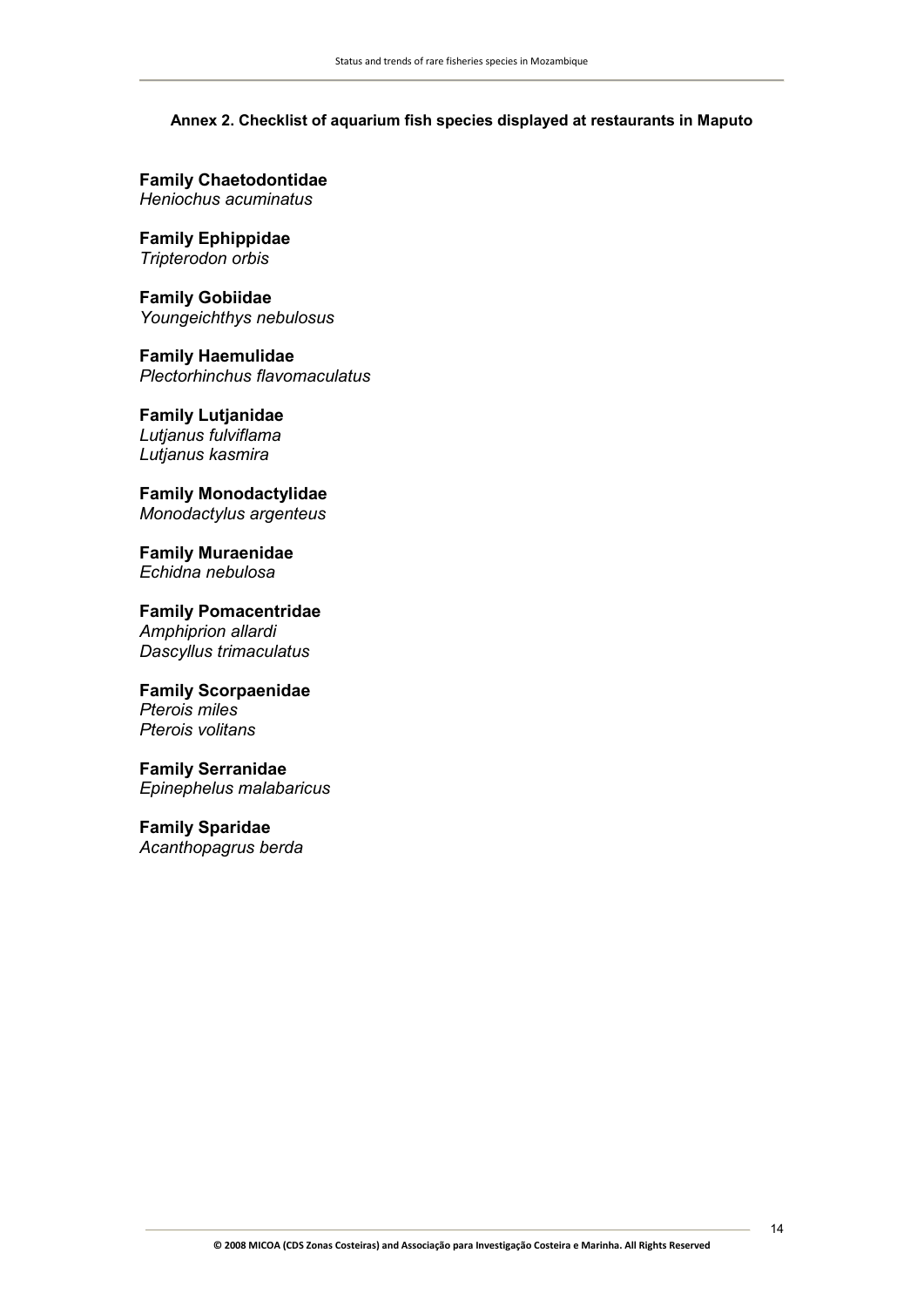## Annex 2. Checklist of aquarium fish species displayed at restaurants in Maputo

**Family Chaetodontidae**
*Heniochus acuminatus*

**Family Ephippidae**
*Tripterodon orbis*

**Family Gobiidae**
*Youngeichthys nebulosus*

**Family Haemulidae**
*Plectorhinchus flavomaculatus*

**Family Lutjanidae**
*Lutjanus fulviflama*
*Lutjanus kasmira*

**Family Monodactylidae**
*Monodactylus argenteus*

**Family Muraenidae**
*Echidna nebulosa*

**Family Pomacentridae**
*Amphiprion allardi*
*Dascyllus trimaculatus*

**Family Scorpaenidae**
*Pterois miles*
*Pterois volitans*

**Family Serranidae**
*Epinephelus malabaricus*

**Family Sparidae**
*Acanthopagrus berda*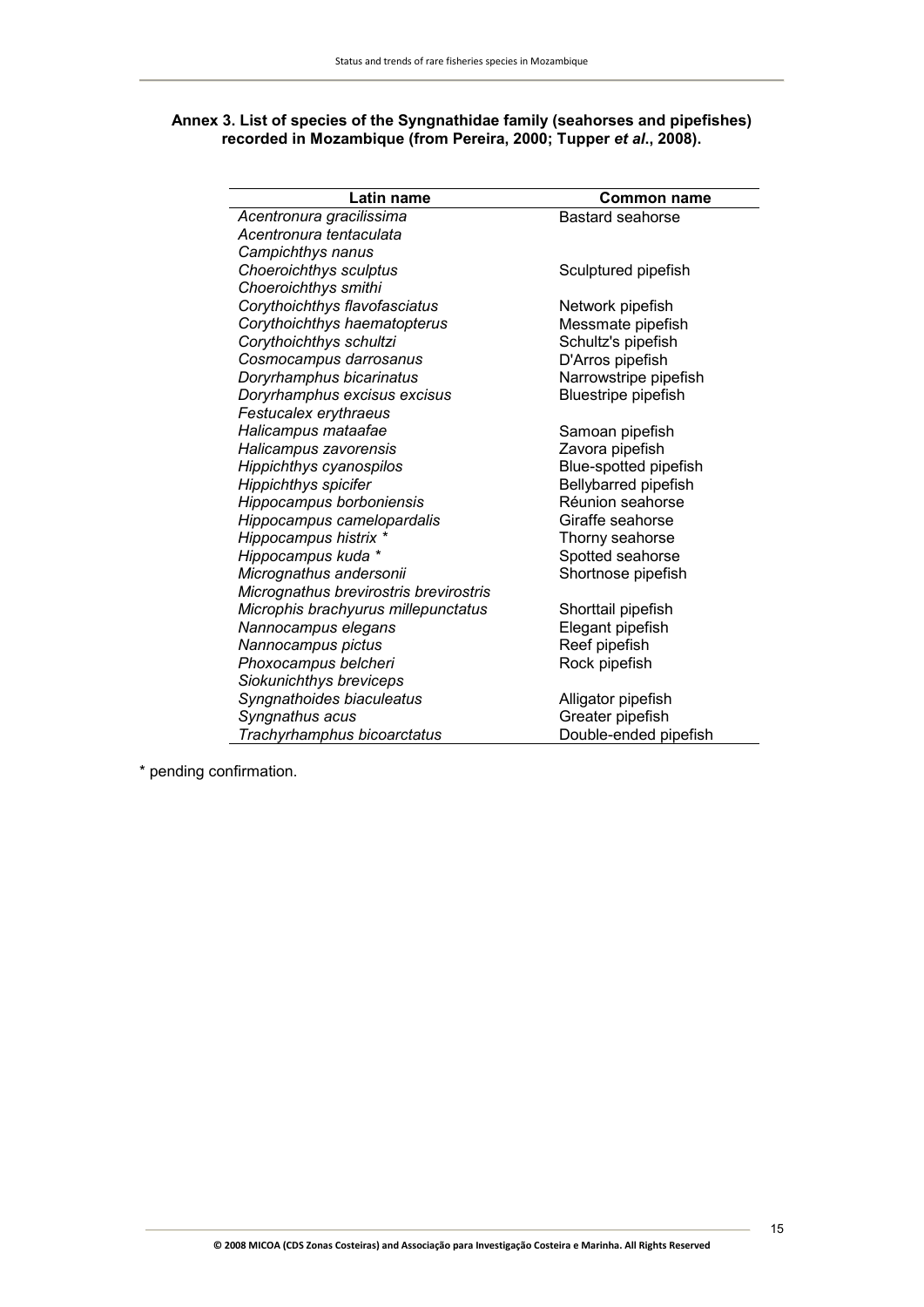**Annex 3. List of species of the Syngnathidae family (seahorses and pipefishes) recorded in Mozambique (from Pereira, 2000; Tupper *et al*., 2008).**

| Latin name | Common name |
|---|---|
| *Acentronura gracilissima* | Bastard seahorse |
| *Acentronura tentaculata* | |
| *Campichthys nanus* | |
| *Choeroichthys sculptus* | Sculptured pipefish |
| *Choeroichthys smithi* | |
| *Corythoichthys flavofasciatus* | Network pipefish |
| *Corythoichthys haematopterus* | Messmate pipefish |
| *Corythoichthys schultzi* | Schultz's pipefish |
| *Cosmocampus darrosanus* | D'Arros pipefish |
| *Doryrhamphus bicarinatus* | Narrowstripe pipefish |
| *Doryrhamphus excisus excisus* | Bluestripe pipefish |
| *Festucalex erythraeus* | |
| *Halicampus mataafae* | Samoan pipefish |
| *Halicampus zavorensis* | Zavora pipefish |
| *Hippichthys cyanospilos* | Blue-spotted pipefish |
| *Hippichthys spicifer* | Bellybarred pipefish |
| *Hippocampus borboniensis* | Réunion seahorse |
| *Hippocampus camelopardalis* | Giraffe seahorse |
| *Hippocampus histrix* * | Thorny seahorse |
| *Hippocampus kuda* * | Spotted seahorse |
| *Micrognathus andersonii* | Shortnose pipefish |
| *Micrognathus brevirostris brevirostris* | |
| *Microphis brachyurus millepunctatus* | Shorttail pipefish |
| *Nannocampus elegans* | Elegant pipefish |
| *Nannocampus pictus* | Reef pipefish |
| *Phoxocampus belcheri* | Rock pipefish |
| *Siokunichthys breviceps* | |
| *Syngnathoides biaculeatus* | Alligator pipefish |
| *Syngnathus acus* | Greater pipefish |
| *Trachyrhamphus bicoarctatus* | Double-ended pipefish |

* pending confirmation.